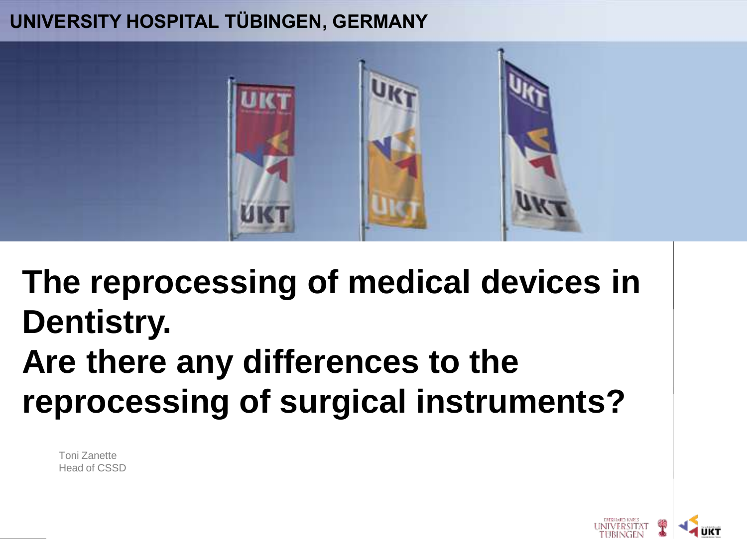UNIVERSITY HOSPITAL TÜBINGEN, GERMANY

# The reprocessing of medical devices in Dentistry. Are there any differences to the reprocessing of surgical instruments?

Toni Zanette
Head of CSSD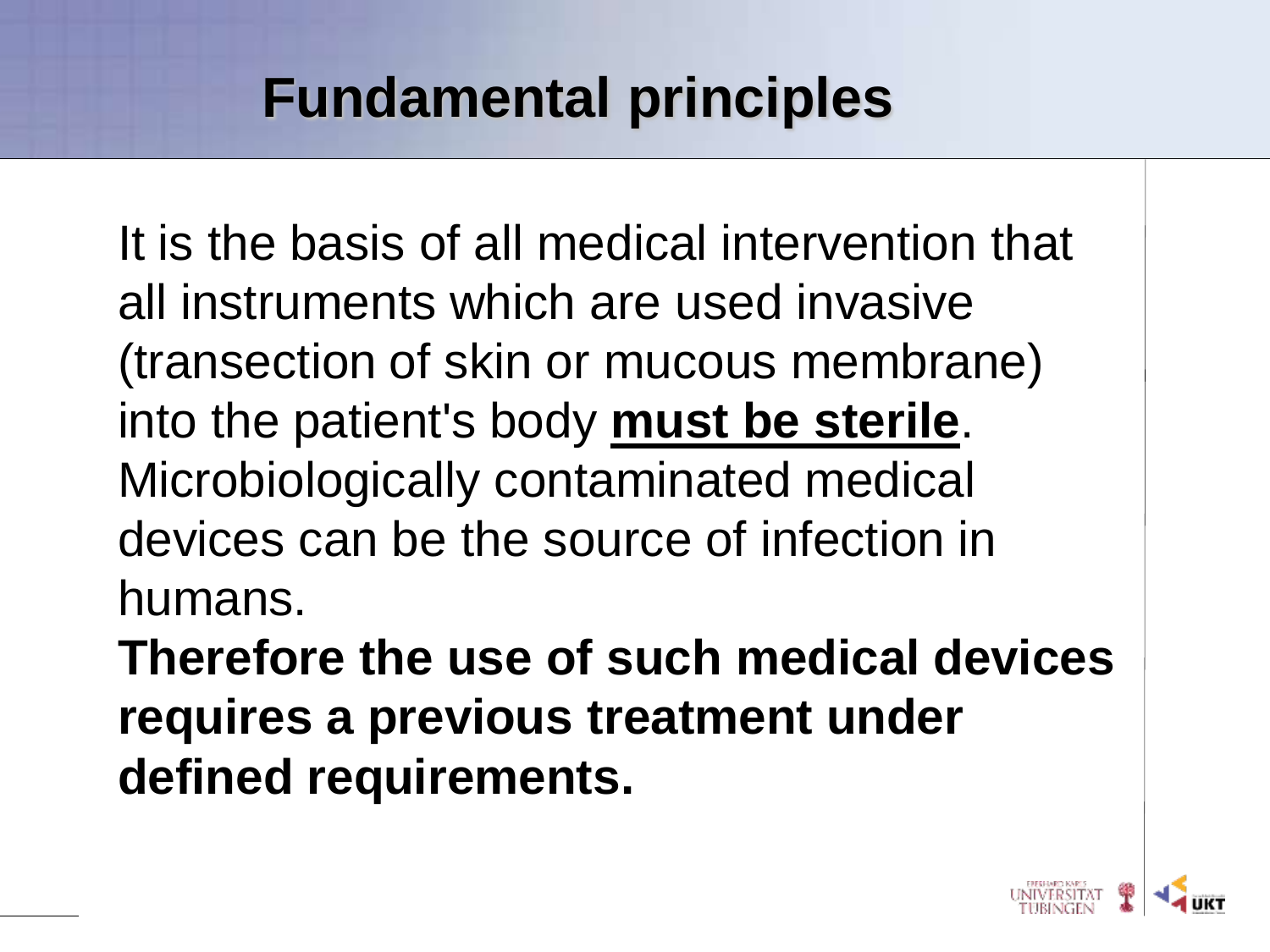# Fundamental principles

It is the basis of all medical intervention that all instruments which are used invasive (transection of skin or mucous membrane) into the patient's body **must be sterile**. Microbiologically contaminated medical devices can be the source of infection in humans.

**Therefore the use of such medical devices requires a previous treatment under defined requirements.**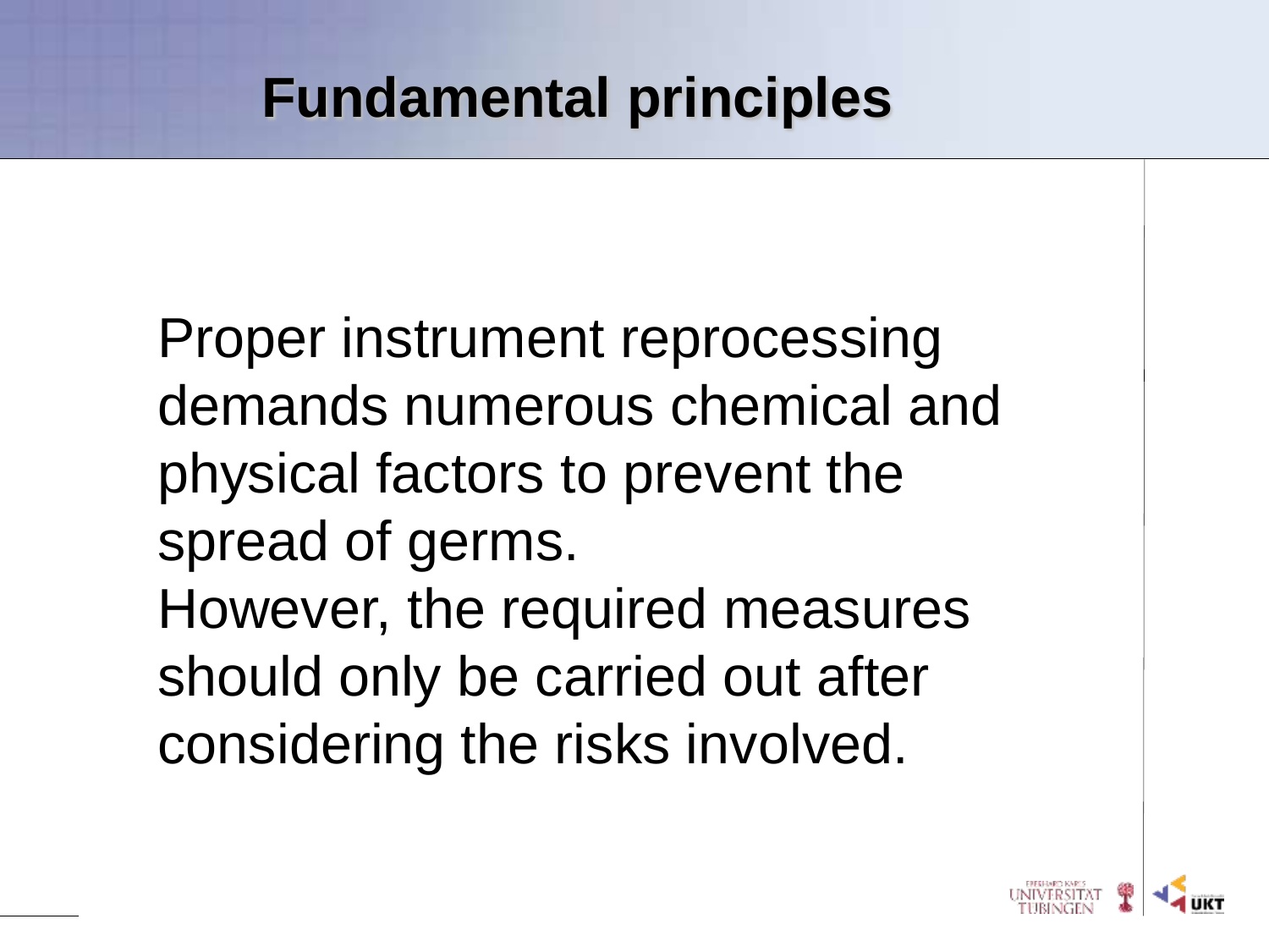# Fundamental principles

Proper instrument reprocessing demands numerous chemical and physical factors to prevent the spread of germs.
However, the required measures should only be carried out after considering the risks involved.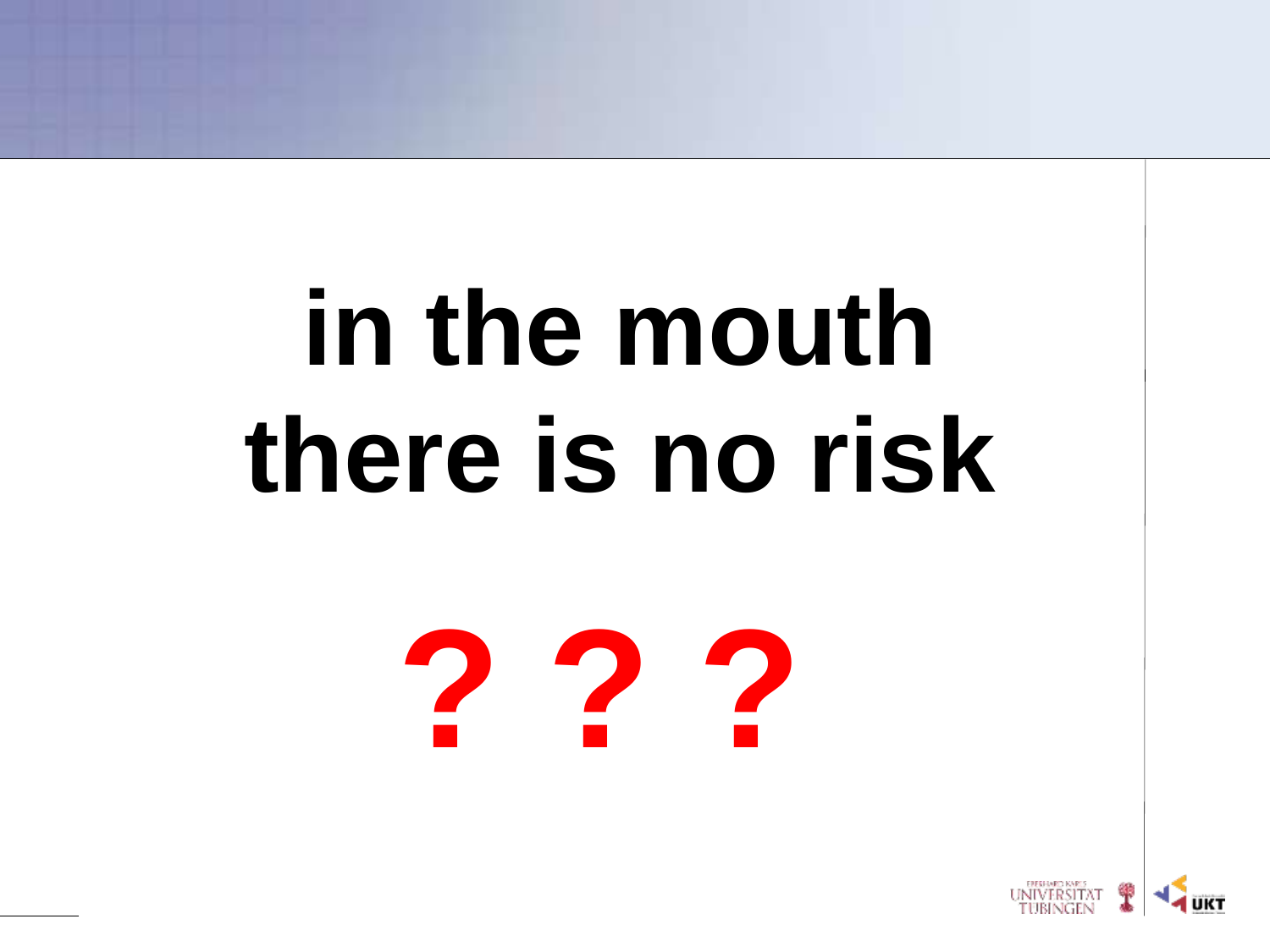# in the mouth there is no risk

# ? ? ?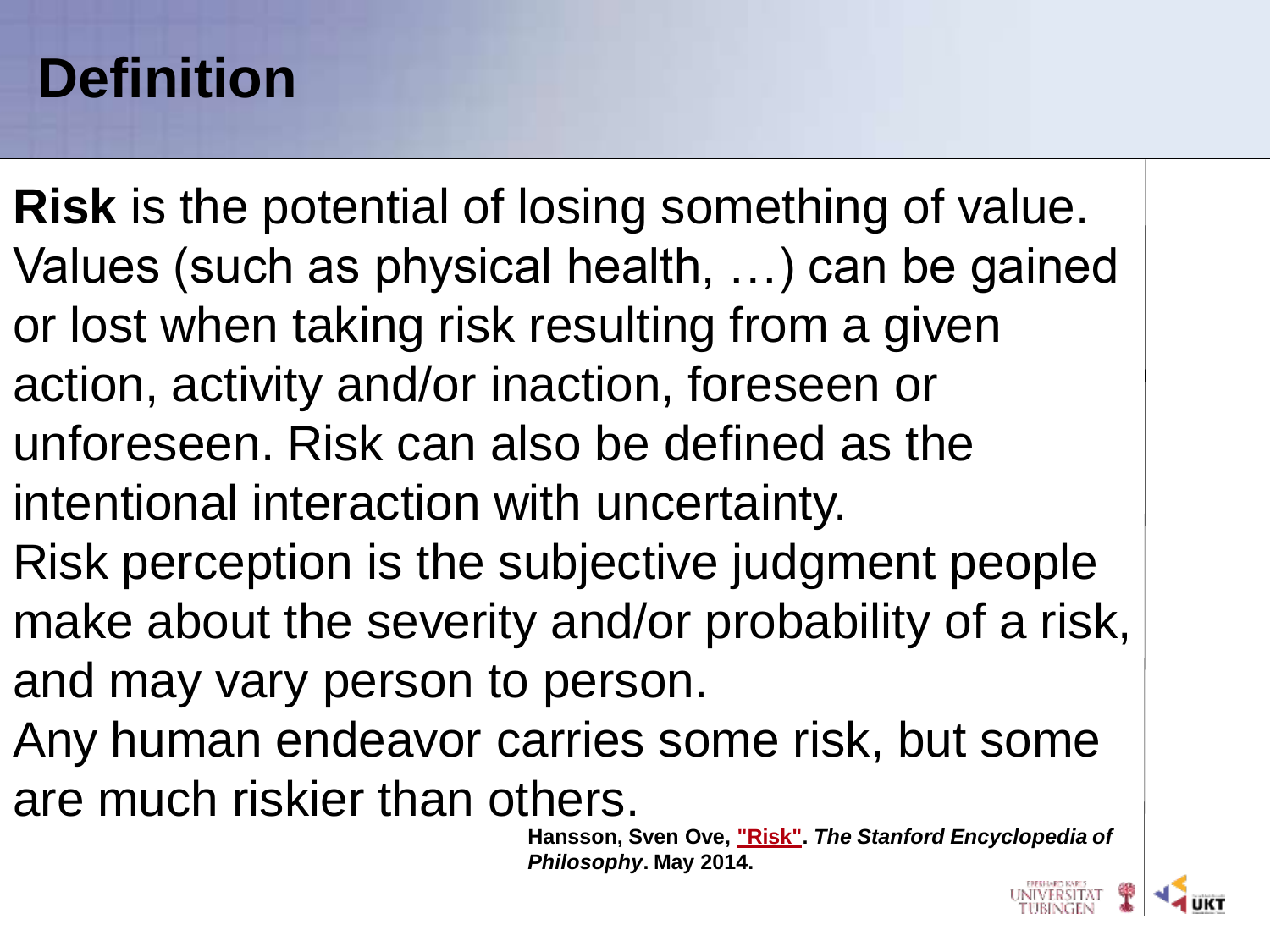# Definition

**Risk** is the potential of losing something of value. Values (such as physical health, …) can be gained or lost when taking risk resulting from a given action, activity and/or inaction, foreseen or unforeseen. Risk can also be defined as the intentional interaction with uncertainty.

Risk perception is the subjective judgment people make about the severity and/or probability of a risk, and may vary person to person.

Any human endeavor carries some risk, but some are much riskier than others.

**Hansson, Sven Ove, "Risk". *The Stanford Encyclopedia of Philosophy*. May 2014.**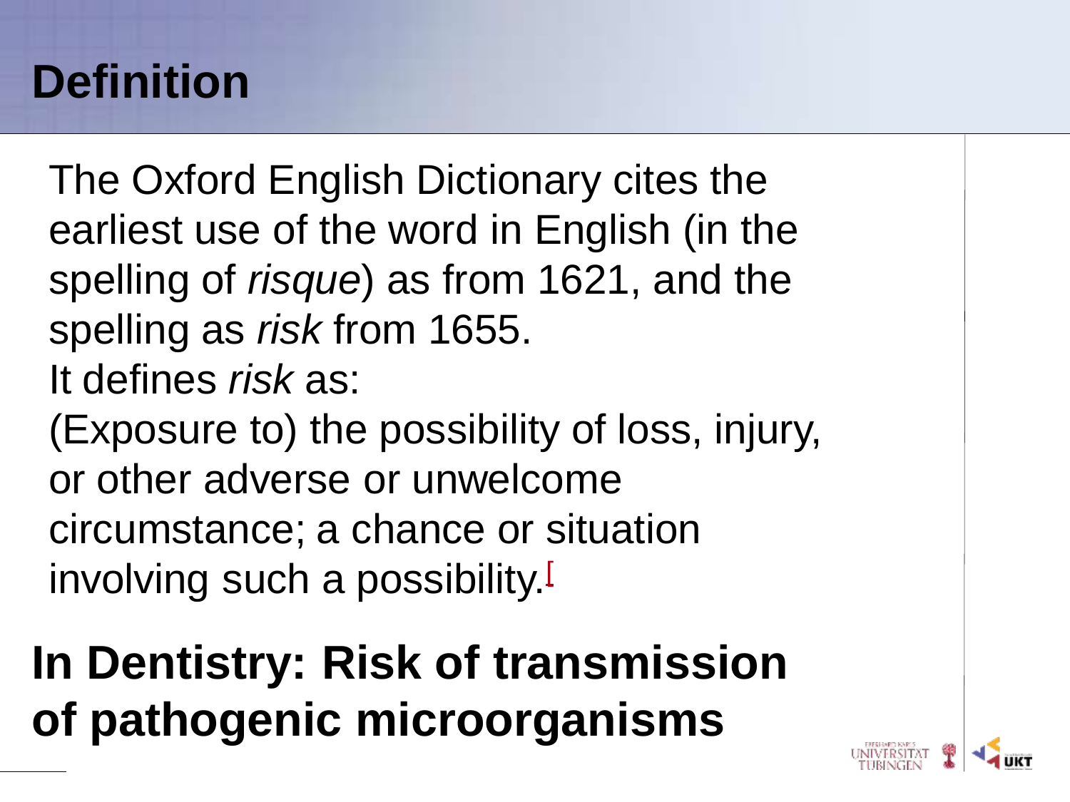# Definition

The Oxford English Dictionary cites the earliest use of the word in English (in the spelling of *risque*) as from 1621, and the spelling as *risk* from 1655.

It defines *risk* as:

(Exposure to) the possibility of loss, injury, or other adverse or unwelcome circumstance; a chance or situation involving such a possibility.[

## In Dentistry: Risk of transmission of pathogenic microorganisms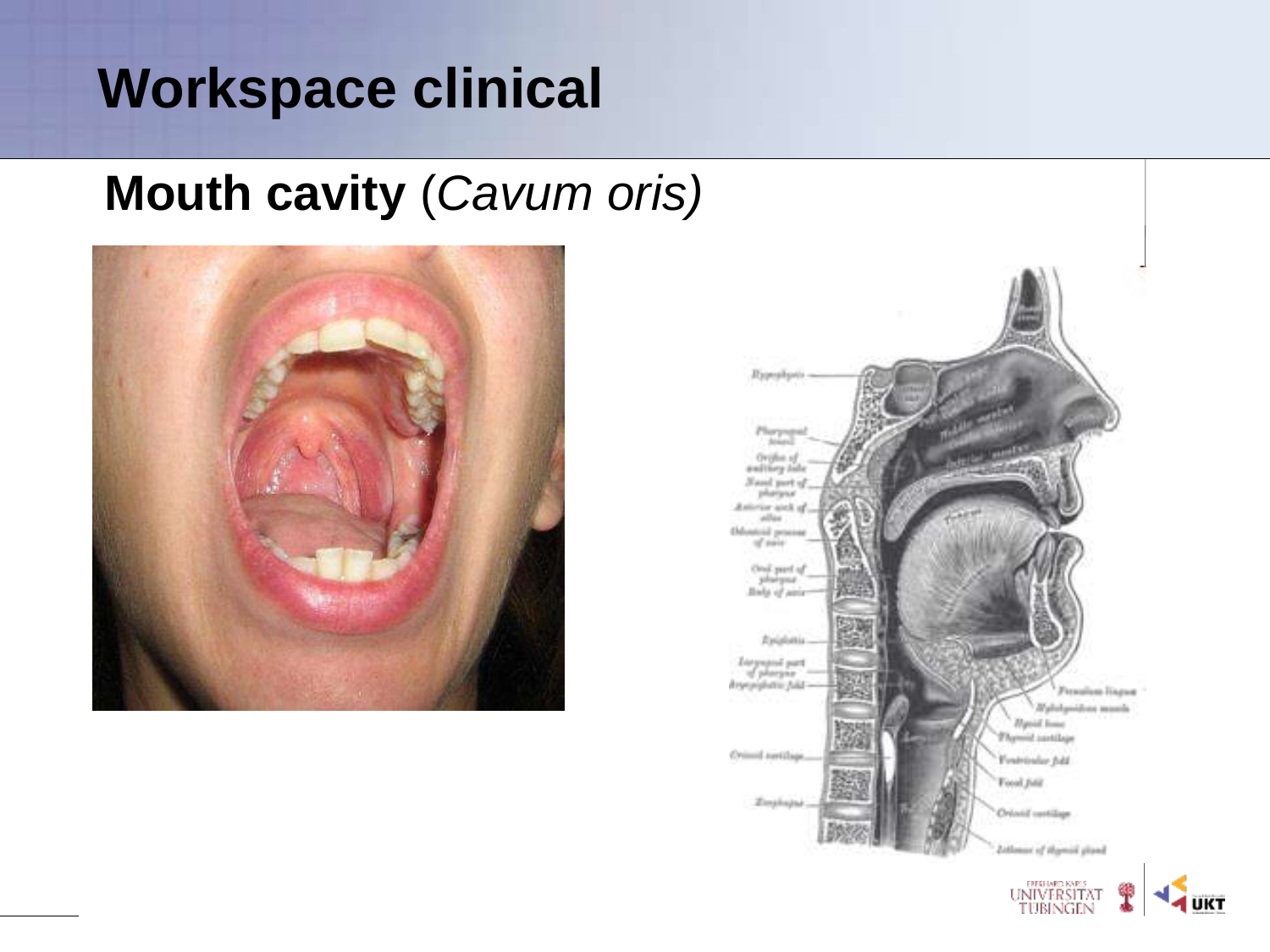# Workspace clinical

## Mouth cavity (*Cavum oris)*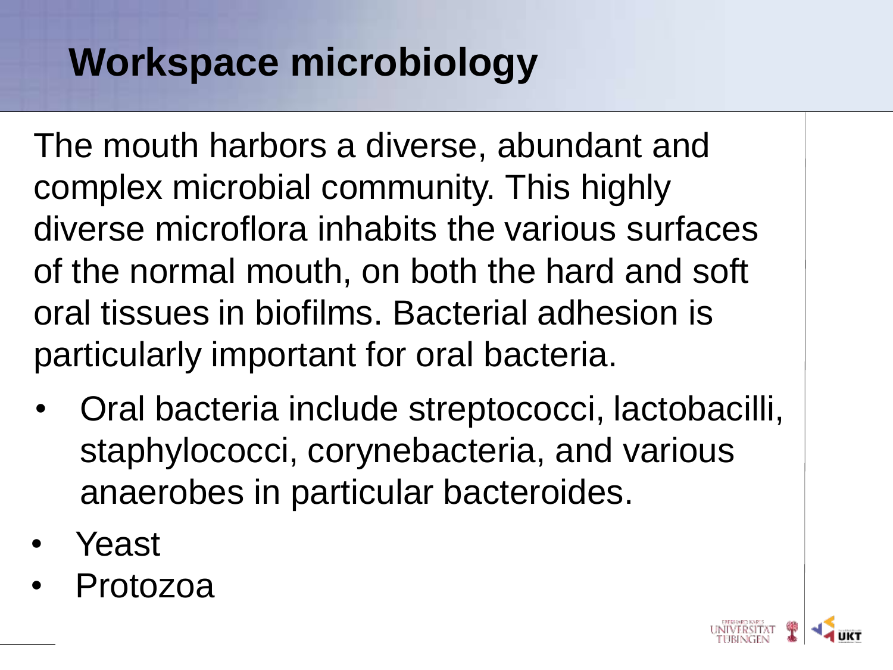# Workspace microbiology

The mouth harbors a diverse, abundant and complex microbial community. This highly diverse microflora inhabits the various surfaces of the normal mouth, on both the hard and soft oral tissues in biofilms. Bacterial adhesion is particularly important for oral bacteria.

- Oral bacteria include streptococci, lactobacilli, staphylococci, corynebacteria, and various anaerobes in particular bacteroides.
- Yeast
- Protozoa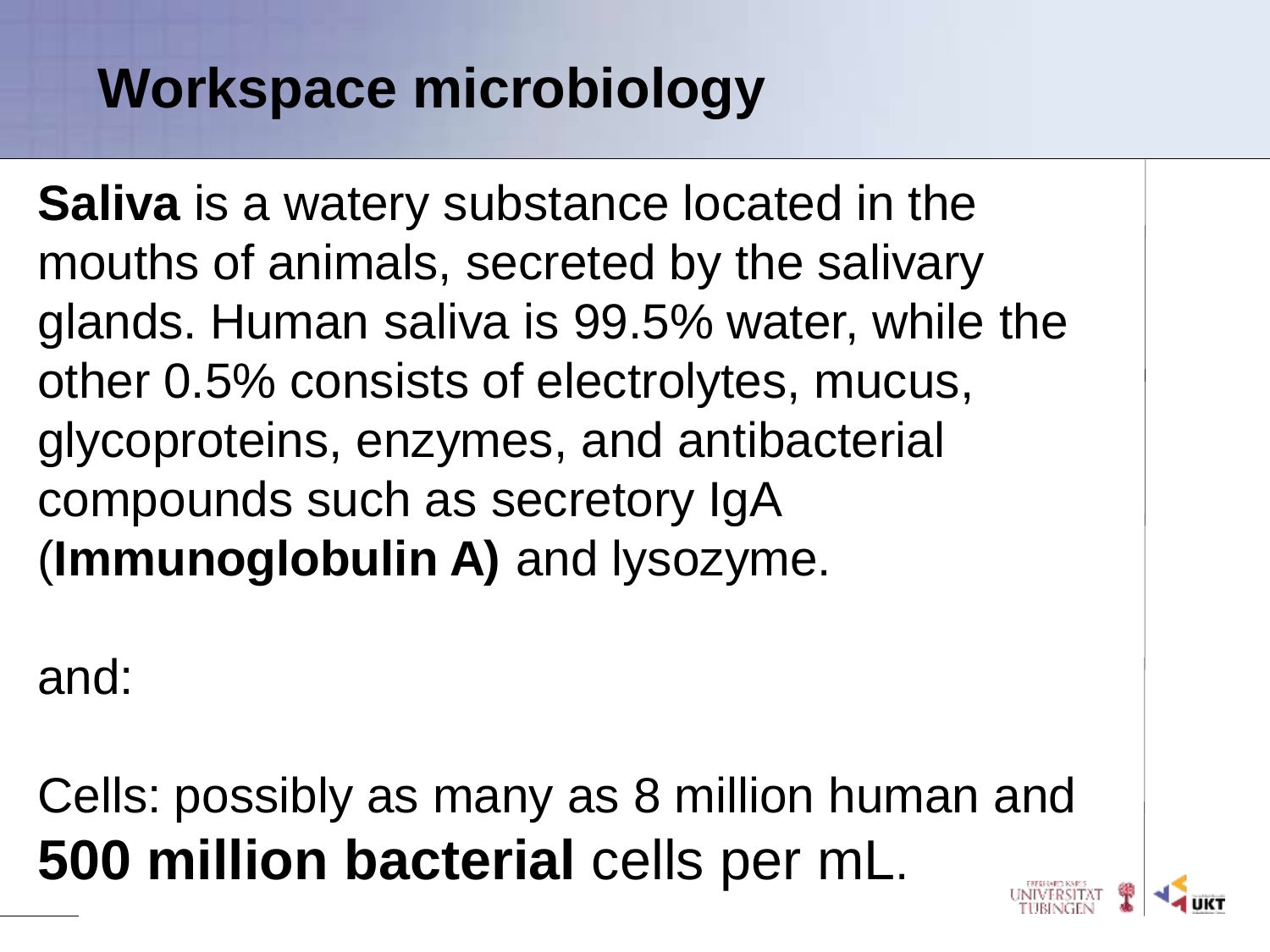# Workspace microbiology

**Saliva** is a watery substance located in the mouths of animals, secreted by the salivary glands. Human saliva is 99.5% water, while the other 0.5% consists of electrolytes, mucus, glycoproteins, enzymes, and antibacterial compounds such as secretory IgA (**Immunoglobulin A)** and lysozyme.

and:

Cells: possibly as many as 8 million human and **500 million bacterial** cells per mL.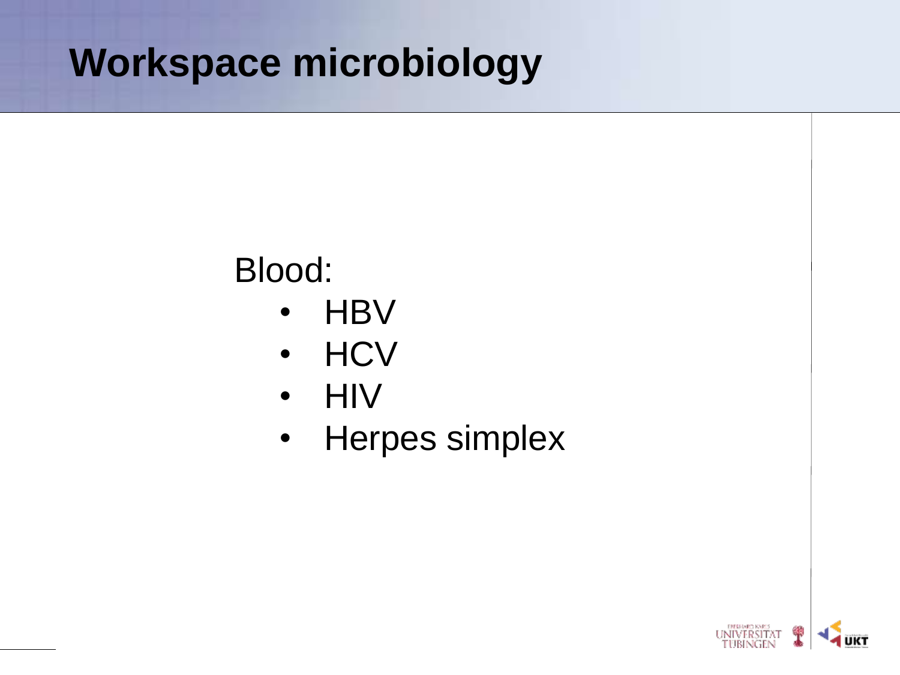# Workspace microbiology

Blood:

- HBV
- HCV
- HIV
- Herpes simplex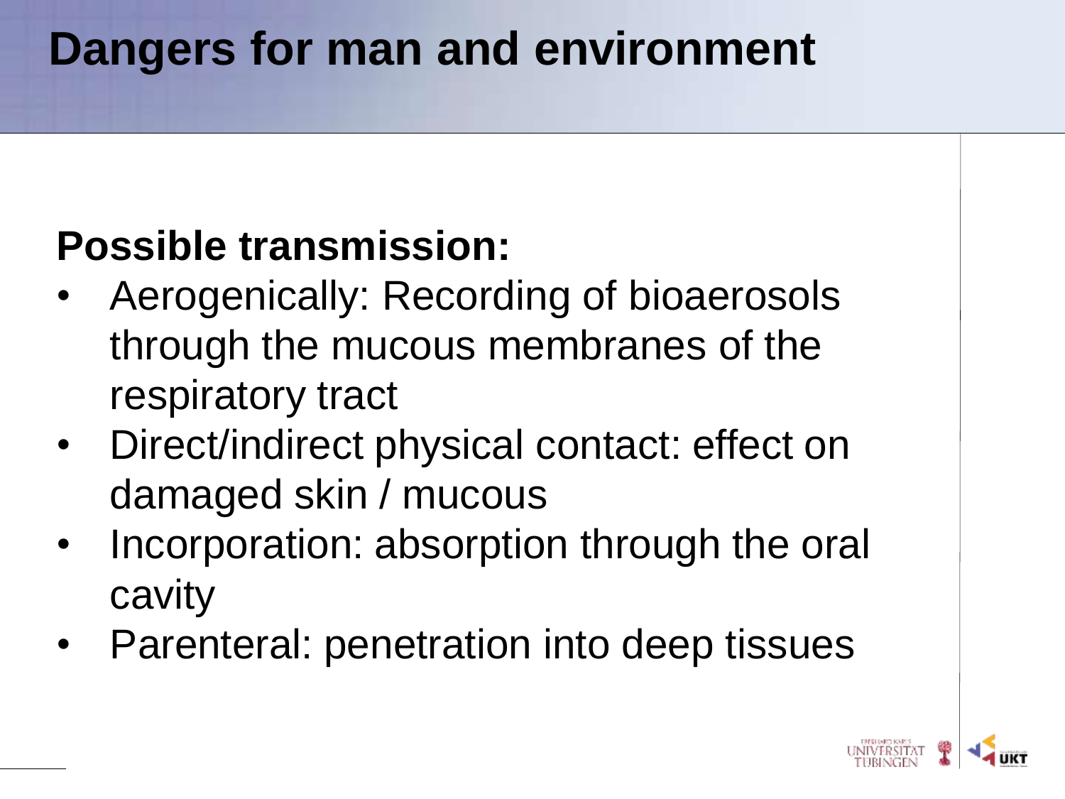# Dangers for man and environment

**Possible transmission:**

- Aerogenically: Recording of bioaerosols through the mucous membranes of the respiratory tract
- Direct/indirect physical contact: effect on damaged skin / mucous
- Incorporation: absorption through the oral cavity
- Parenteral: penetration into deep tissues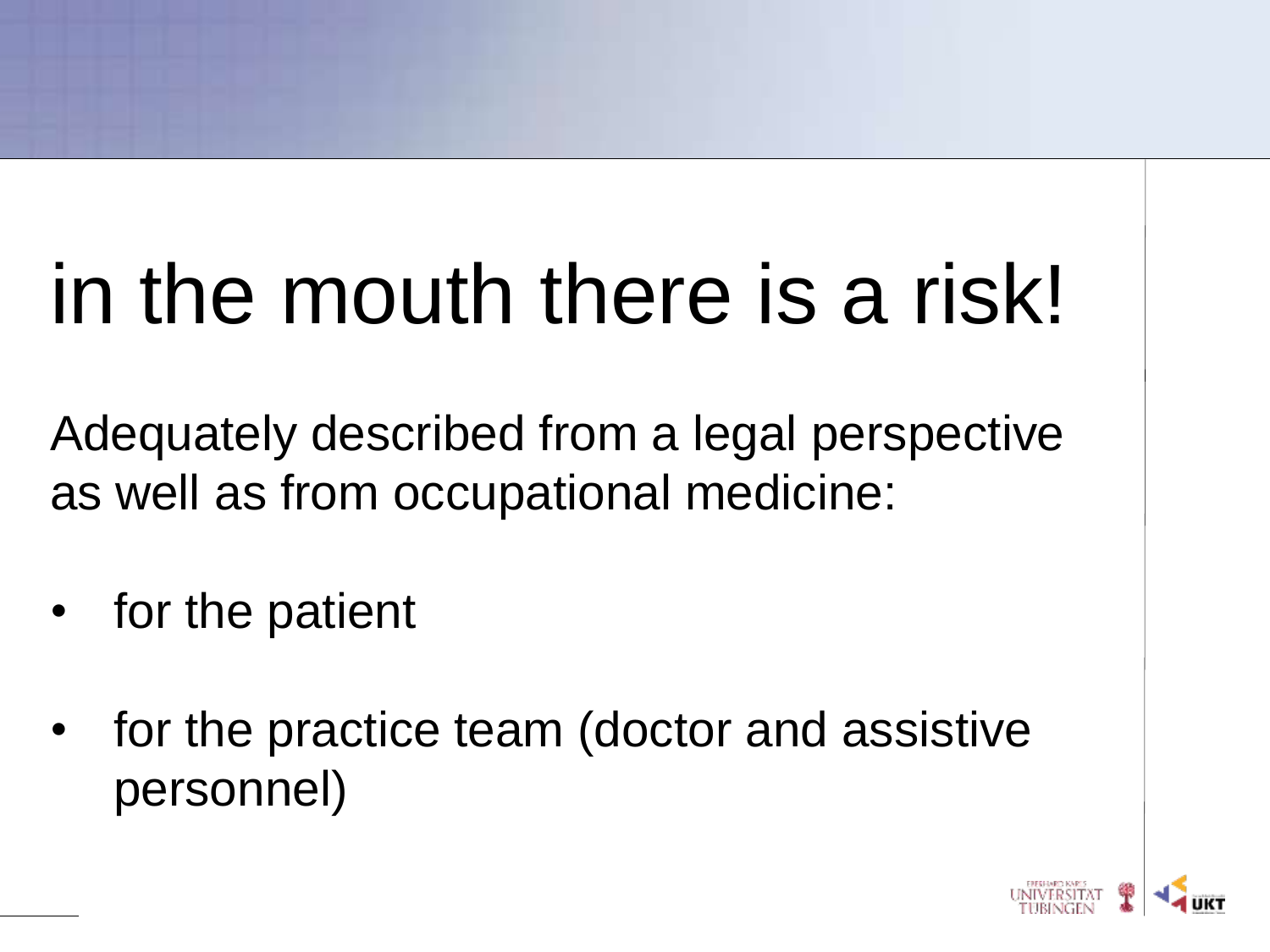# in the mouth there is a risk!

Adequately described from a legal perspective as well as from occupational medicine:

- for the patient
- for the practice team (doctor and assistive personnel)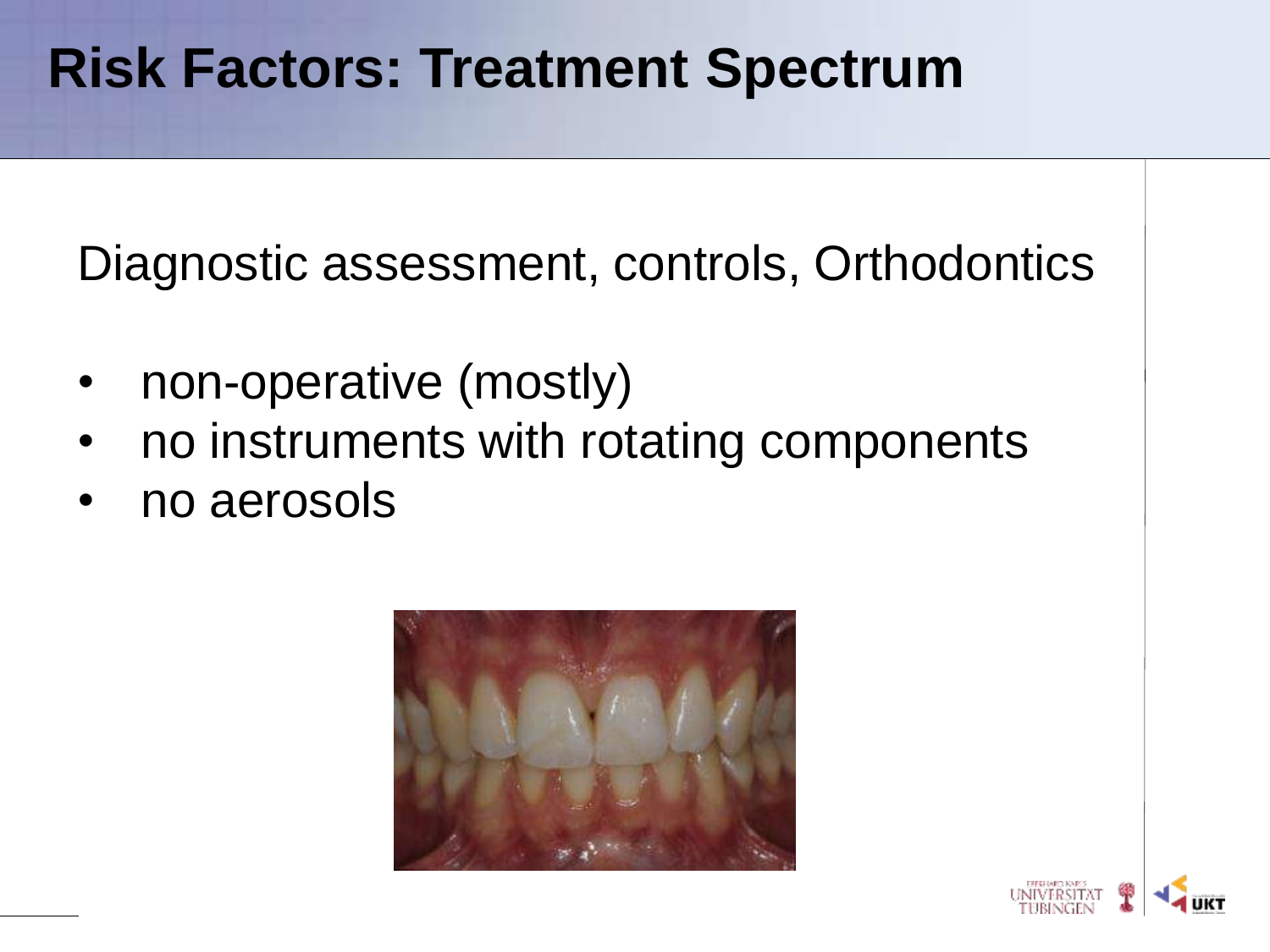# Risk Factors: Treatment Spectrum

Diagnostic assessment, controls, Orthodontics

- non-operative (mostly)
- no instruments with rotating components
- no aerosols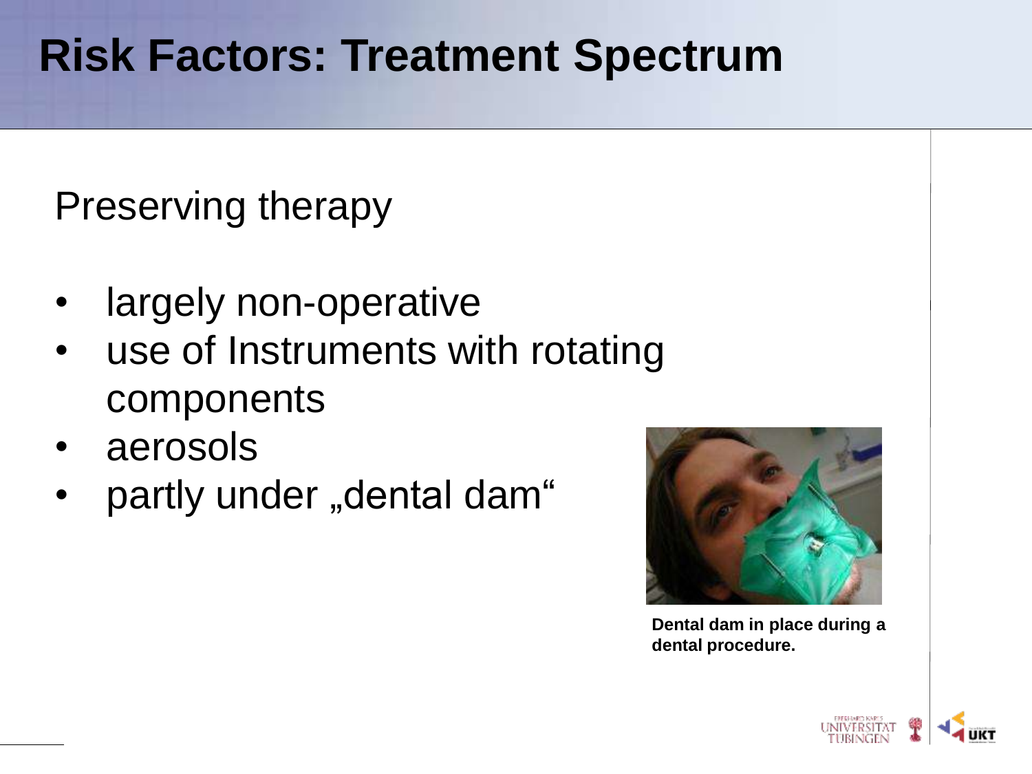# Risk Factors: Treatment Spectrum

Preserving therapy

- largely non-operative
- use of Instruments with rotating components
- aerosols
- partly under „dental dam"

**Dental dam in place during a dental procedure.**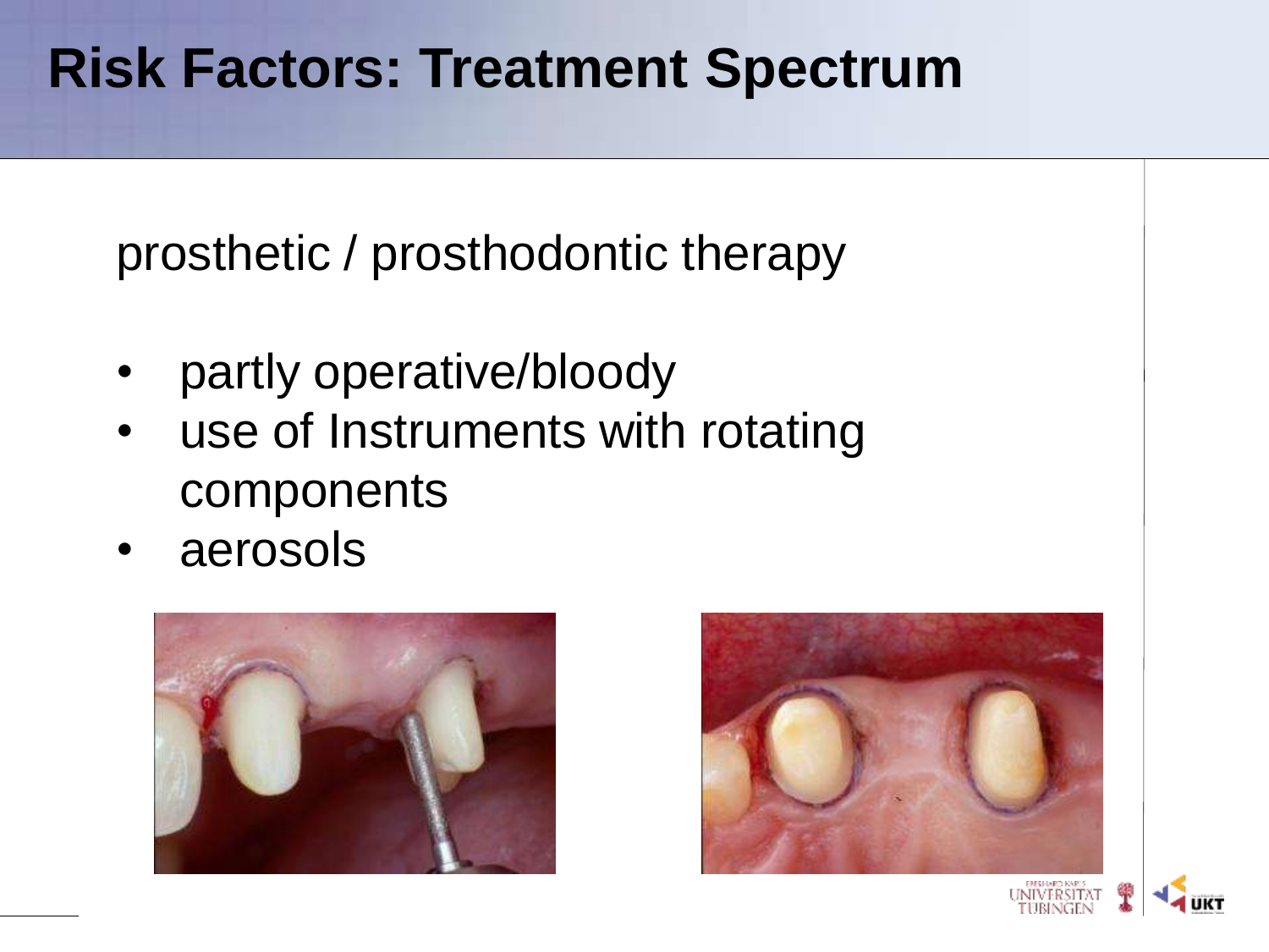# Risk Factors: Treatment Spectrum

prosthetic / prosthodontic therapy

- partly operative/bloody
- use of Instruments with rotating components
- aerosols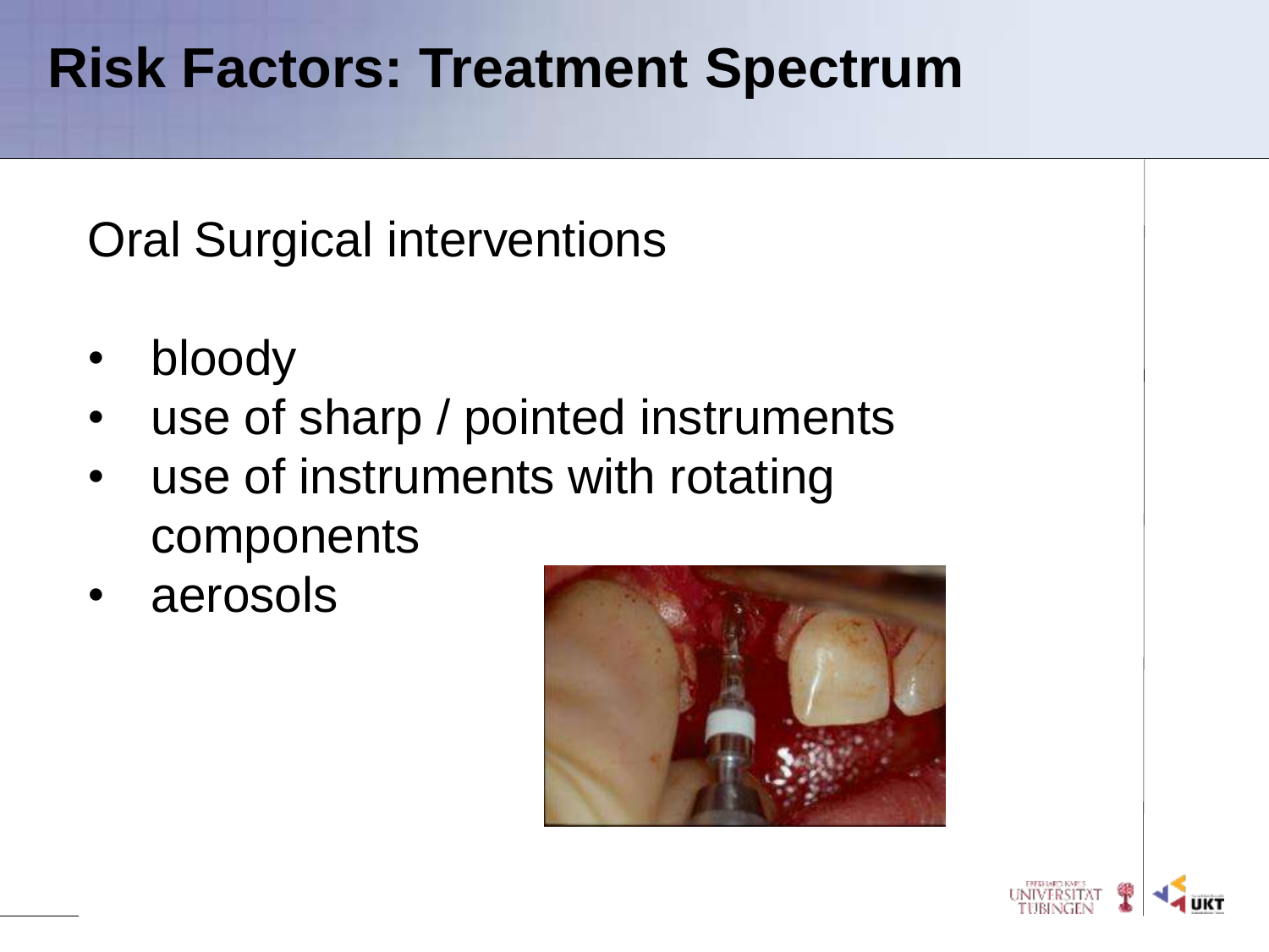# Risk Factors: Treatment Spectrum

Oral Surgical interventions

- bloody
- use of sharp / pointed instruments
- use of instruments with rotating components
- aerosols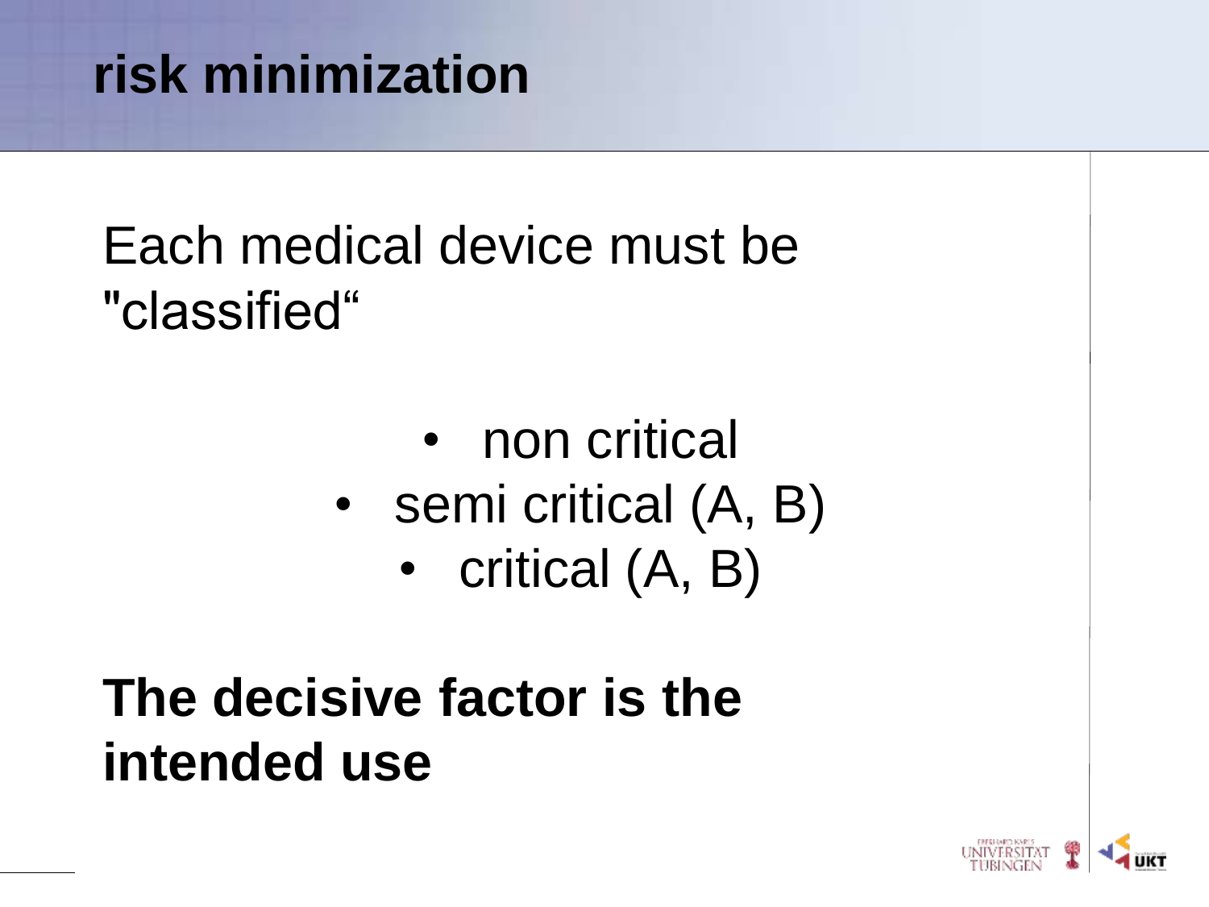# risk minimization

Each medical device must be "classified“

- non critical
- semi critical (A, B)
- critical (A, B)

**The decisive factor is the intended use**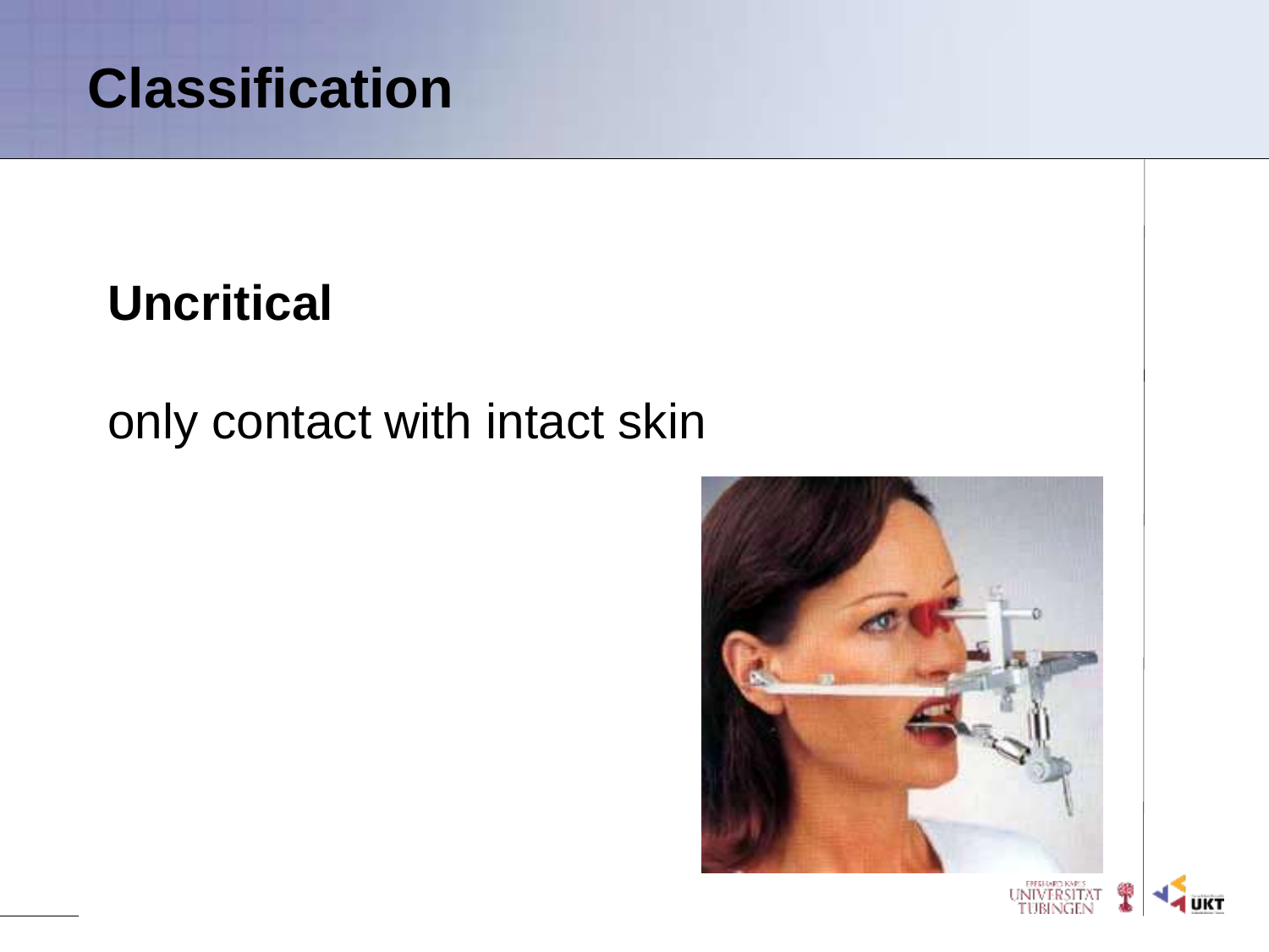# Classification

## Uncritical

only contact with intact skin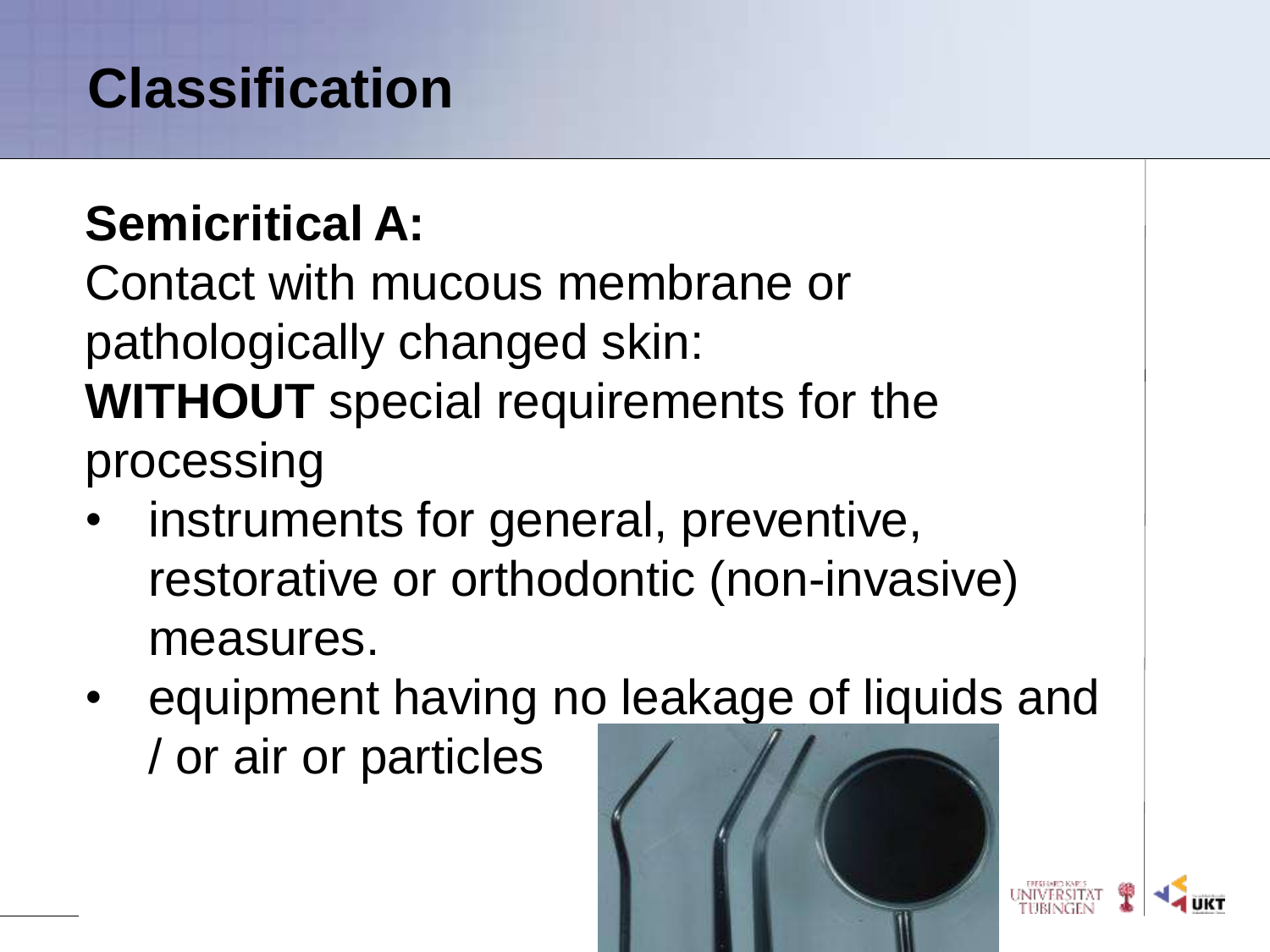# Classification

**Semicritical A:**

Contact with mucous membrane or pathologically changed skin:
**WITHOUT** special requirements for the processing

- instruments for general, preventive, restorative or orthodontic (non-invasive) measures.
- equipment having no leakage of liquids and / or air or particles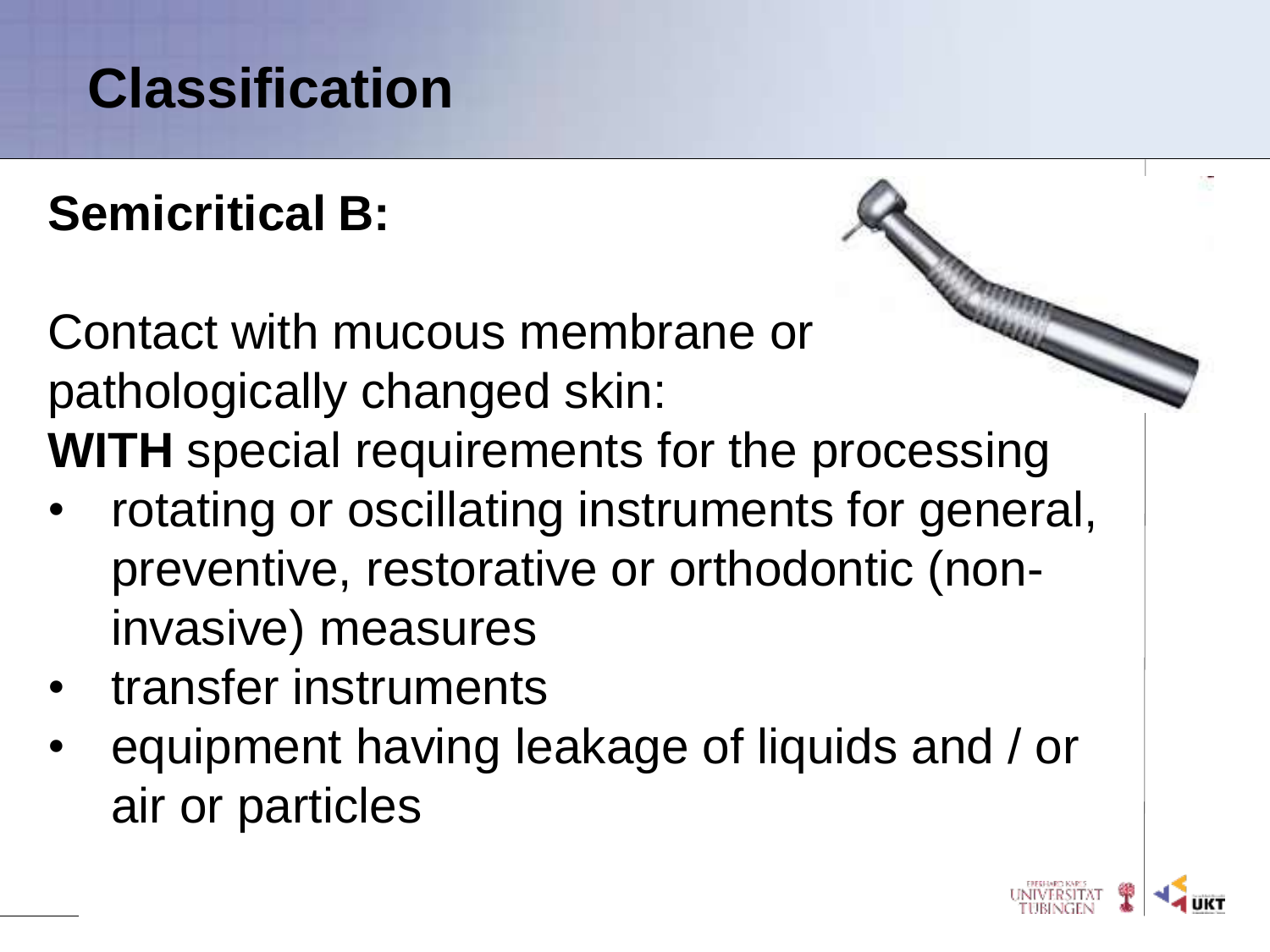# Classification

## Semicritical B:

Contact with mucous membrane or pathologically changed skin:
**WITH** special requirements for the processing

- rotating or oscillating instruments for general, preventive, restorative or orthodontic (non-invasive) measures
- transfer instruments
- equipment having leakage of liquids and / or air or particles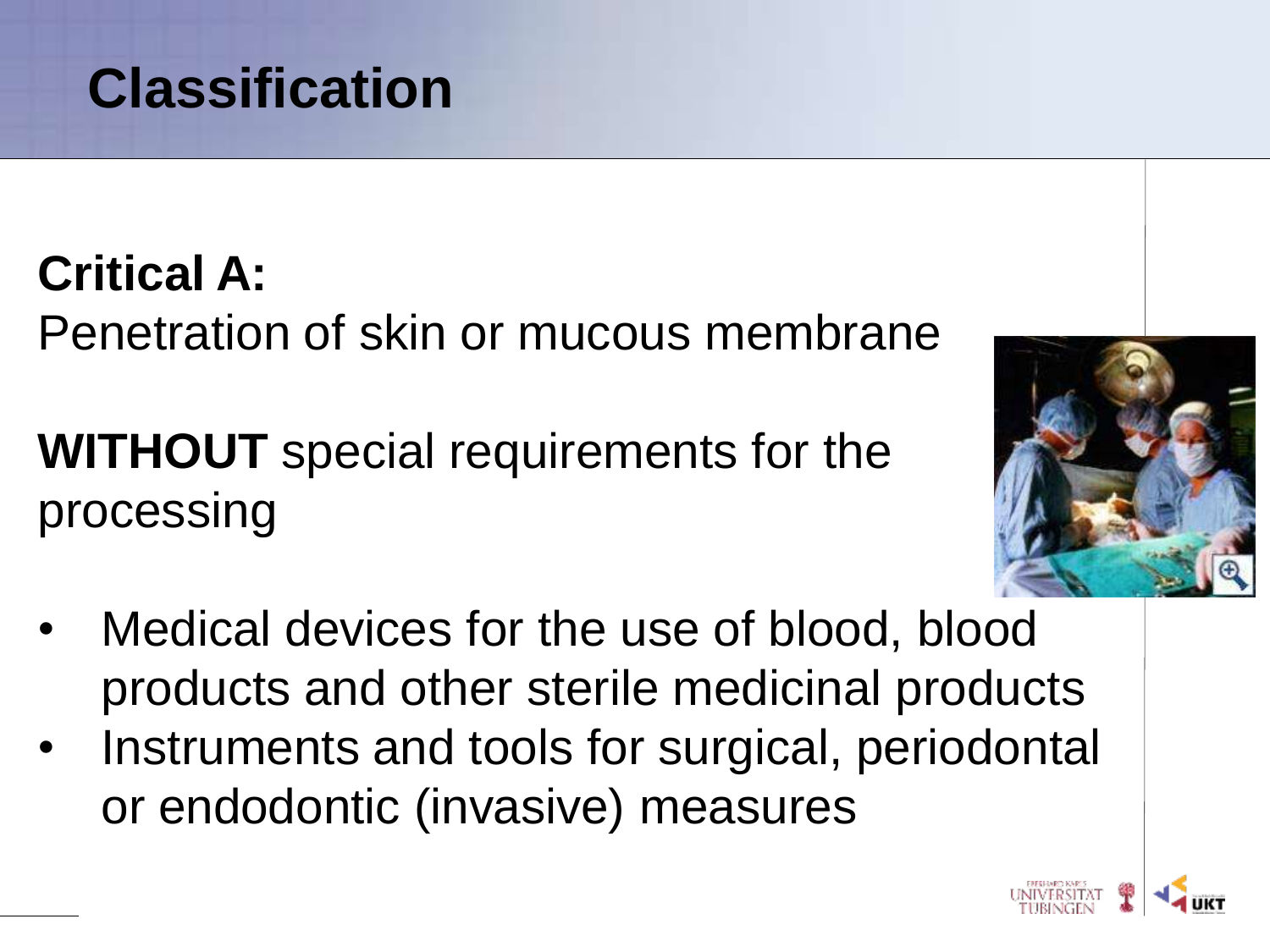# Classification

**Critical A:**
Penetration of skin or mucous membrane

**WITHOUT** special requirements for the processing

- Medical devices for the use of blood, blood products and other sterile medicinal products
- Instruments and tools for surgical, periodontal or endodontic (invasive) measures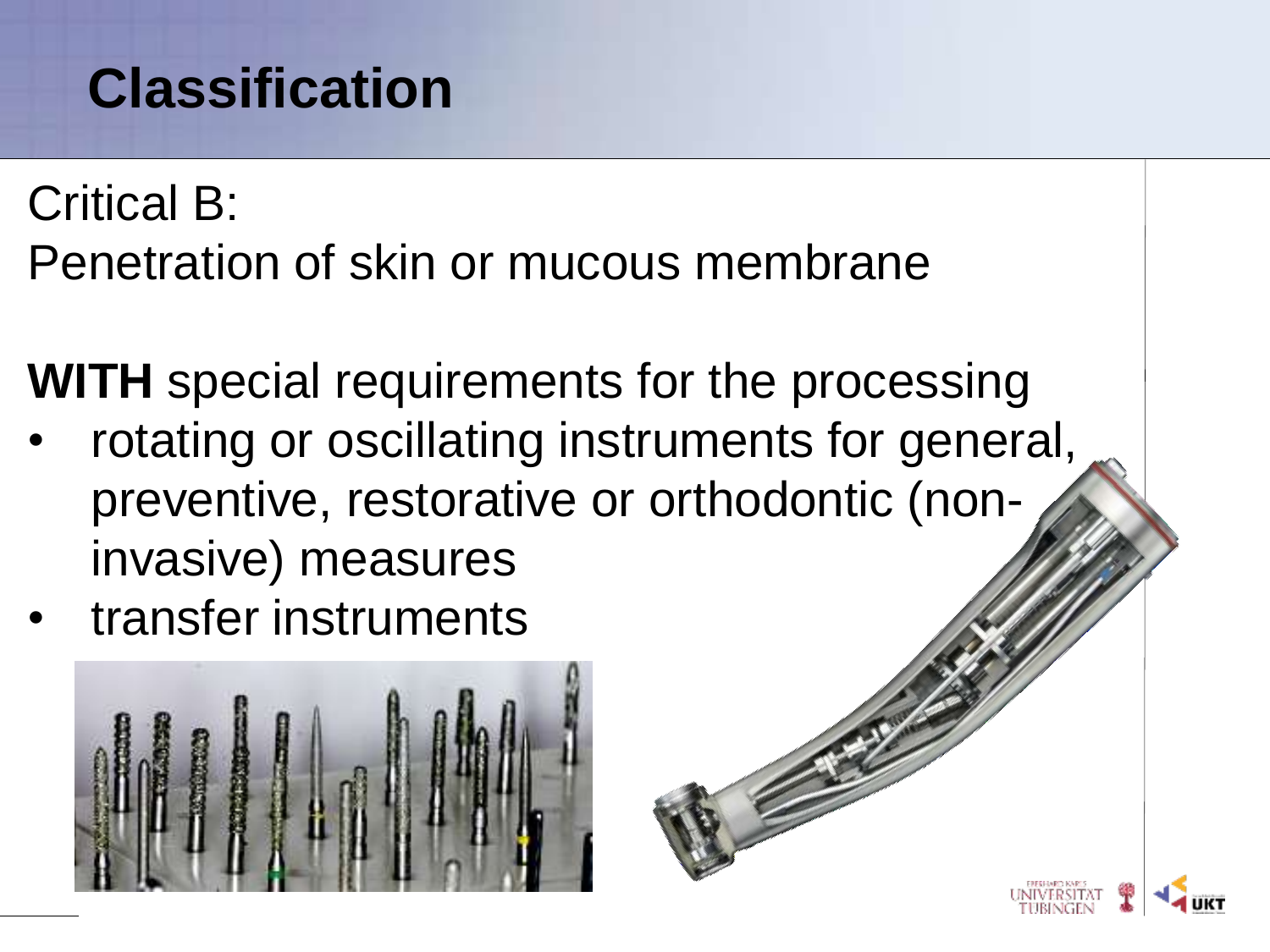# Classification

Critical B:
Penetration of skin or mucous membrane

**WITH** special requirements for the processing

- rotating or oscillating instruments for general, preventive, restorative or orthodontic (non-invasive) measures
- transfer instruments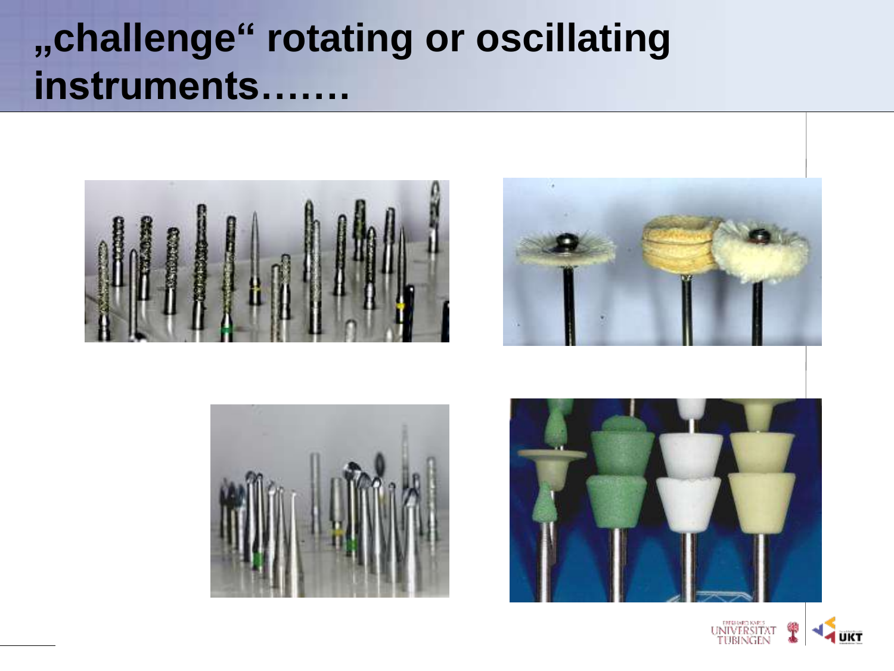# „challenge" rotating or oscillating instruments…….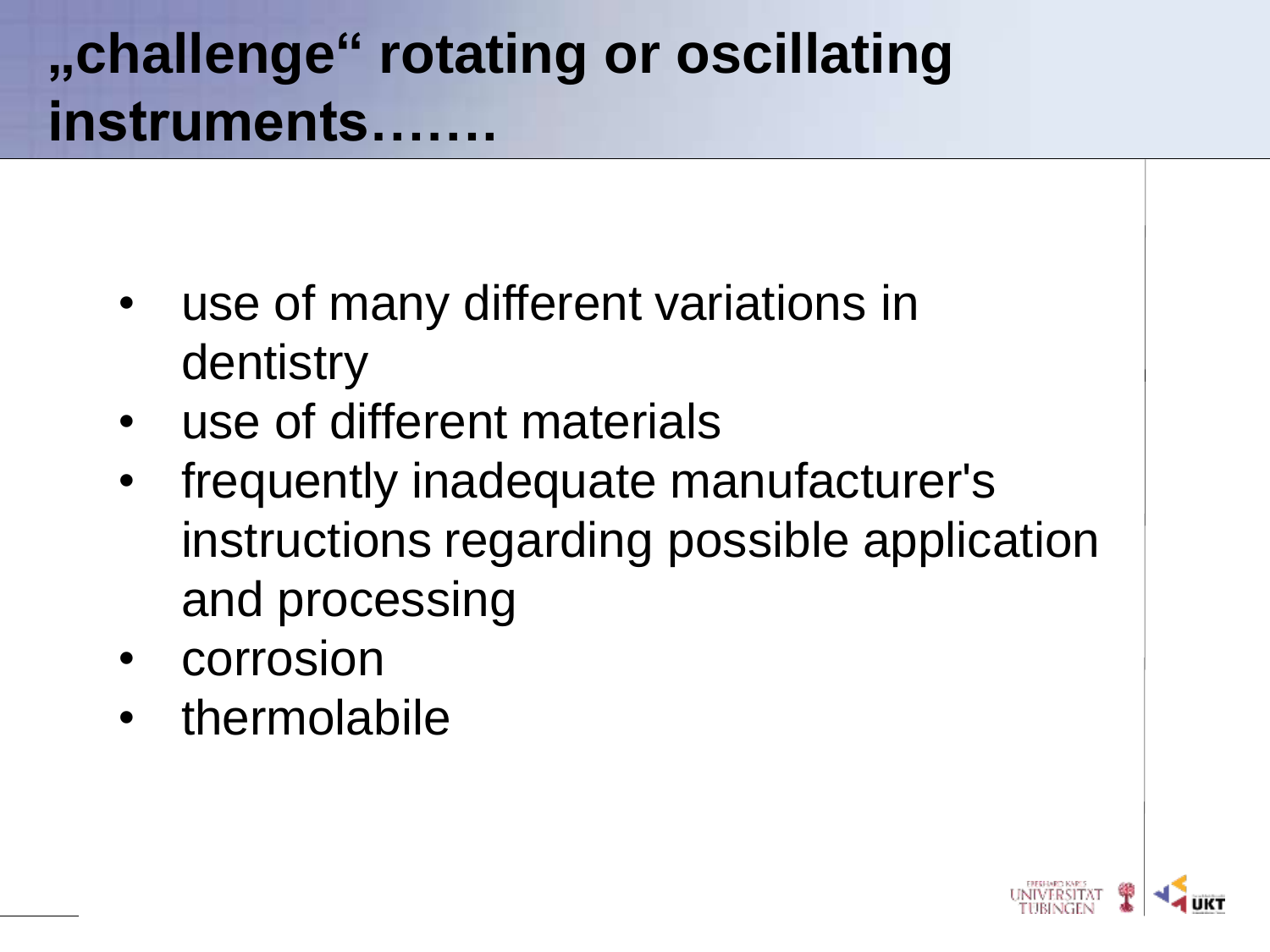# „challenge“ rotating or oscillating instruments…….

- use of many different variations in dentistry
- use of different materials
- frequently inadequate manufacturer's instructions regarding possible application and processing
- corrosion
- thermolabile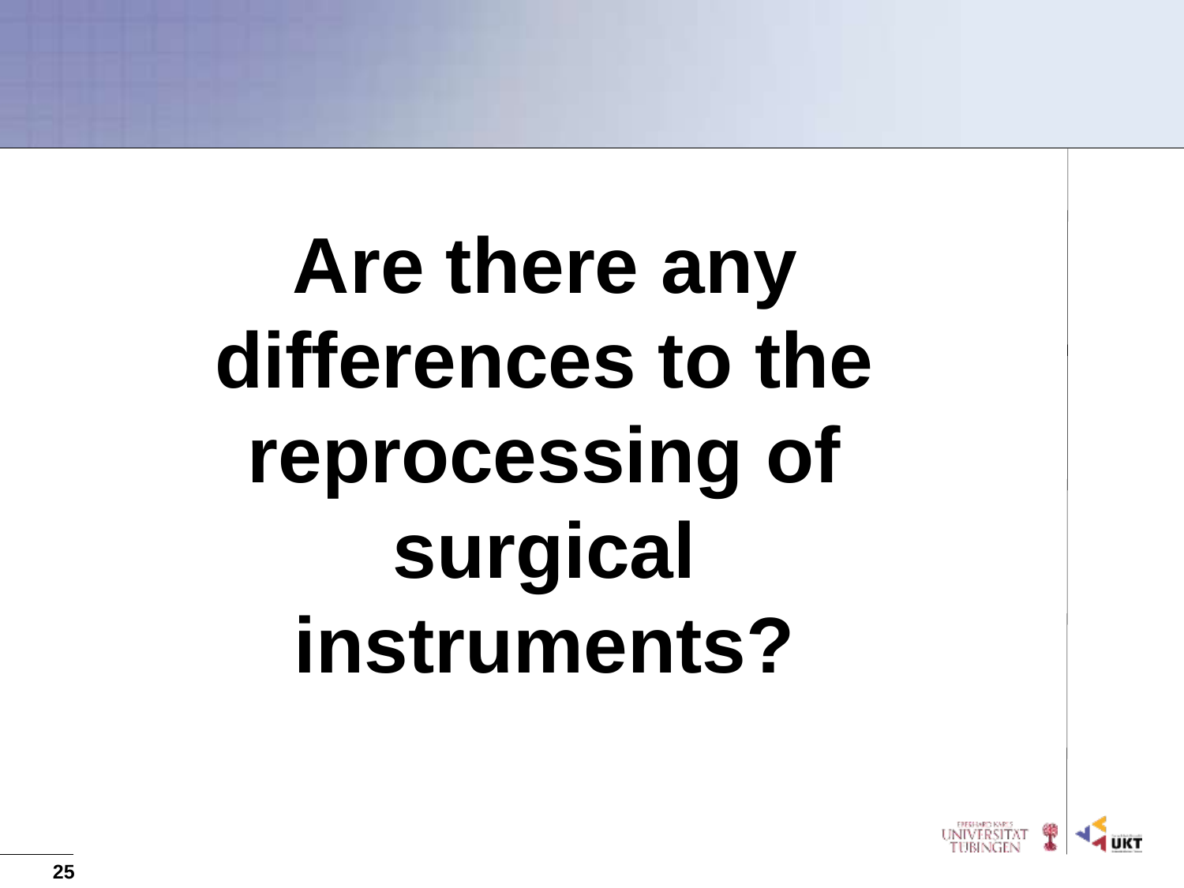# Are there any differences to the reprocessing of surgical instruments?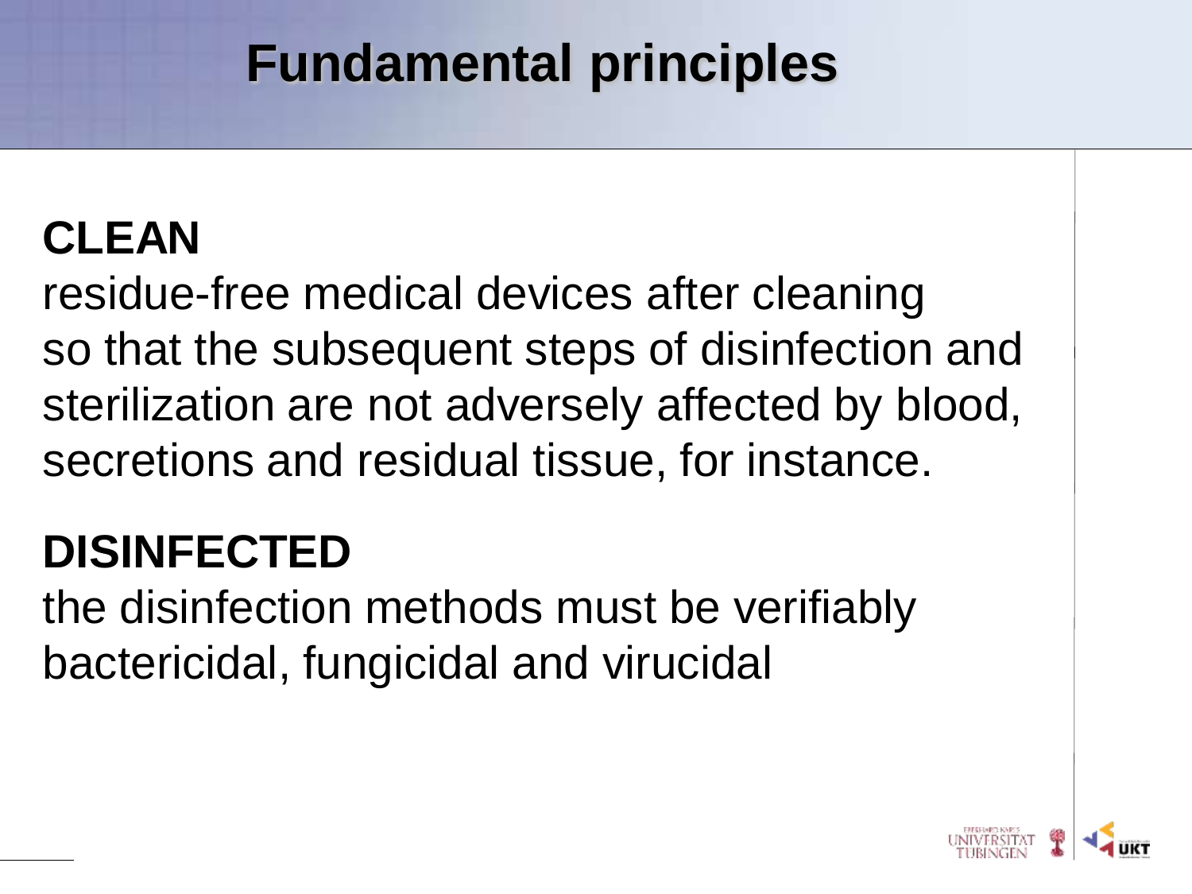# Fundamental principles

**CLEAN**

residue-free medical devices after cleaning so that the subsequent steps of disinfection and sterilization are not adversely affected by blood, secretions and residual tissue, for instance.

**DISINFECTED**

the disinfection methods must be verifiably bactericidal, fungicidal and virucidal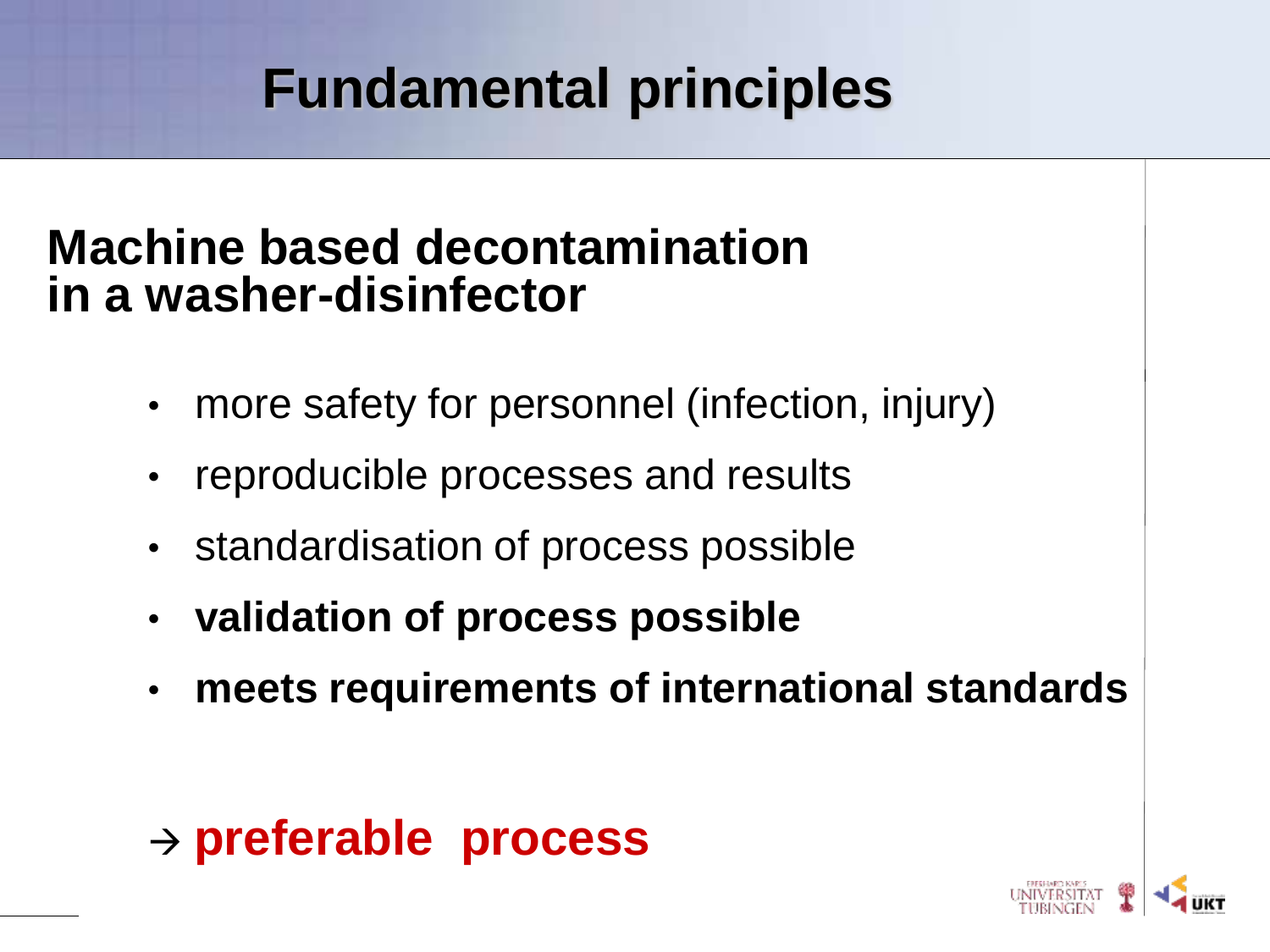# Fundamental principles

## Machine based decontamination in a washer-disinfector

- more safety for personnel (infection, injury)
- reproducible processes and results
- standardisation of process possible
- **validation of process possible**
- **meets requirements of international standards**

→ **preferable process**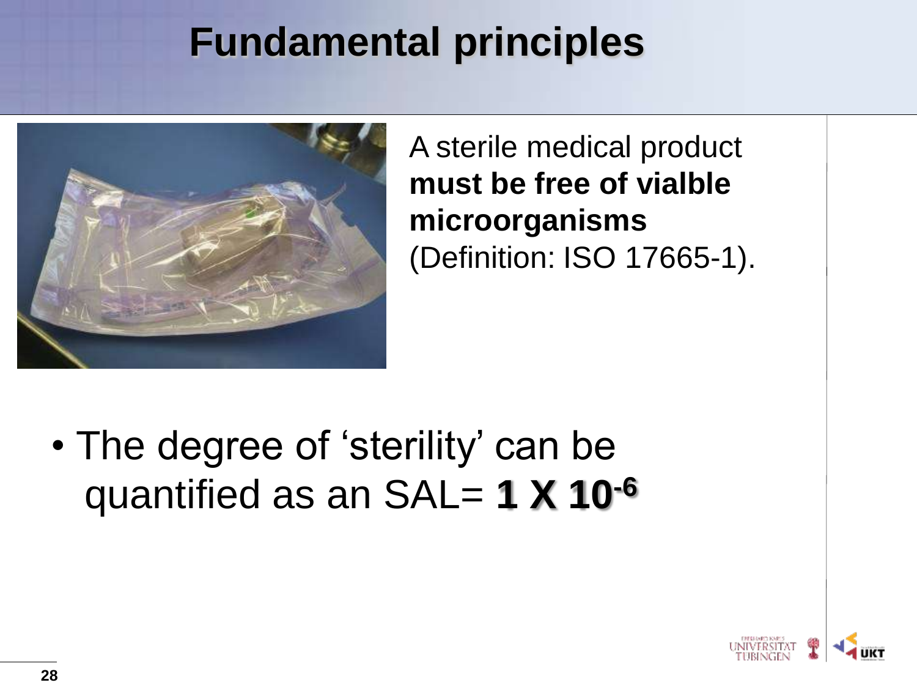# Fundamental principles

A sterile medical product **must be free of vialble microorganisms** (Definition: ISO 17665-1).

- The degree of 'sterility' can be quantified as an SAL= $\mathbf{1 \times 10^{-6}}$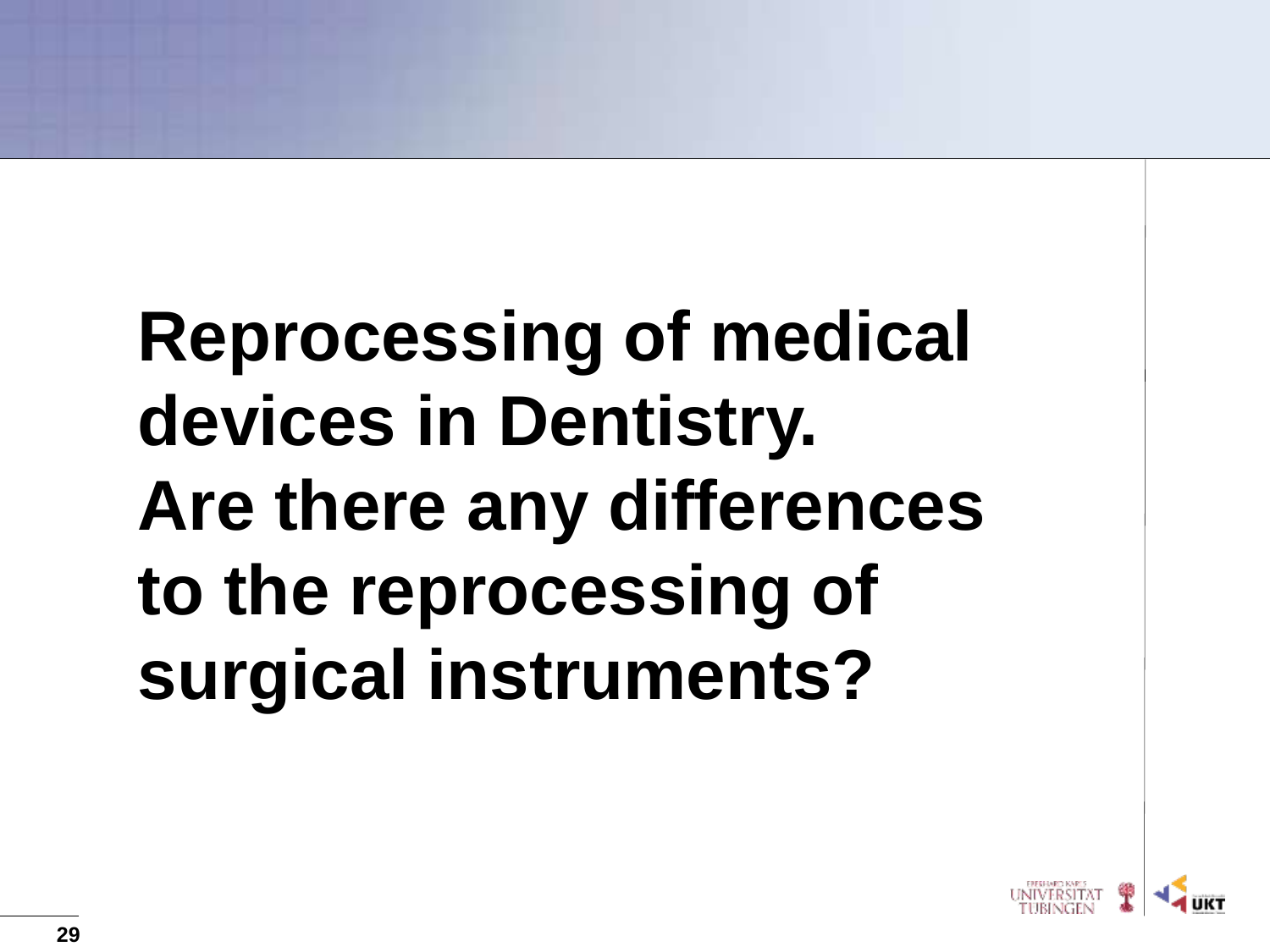# Reprocessing of medical devices in Dentistry. Are there any differences to the reprocessing of surgical instruments?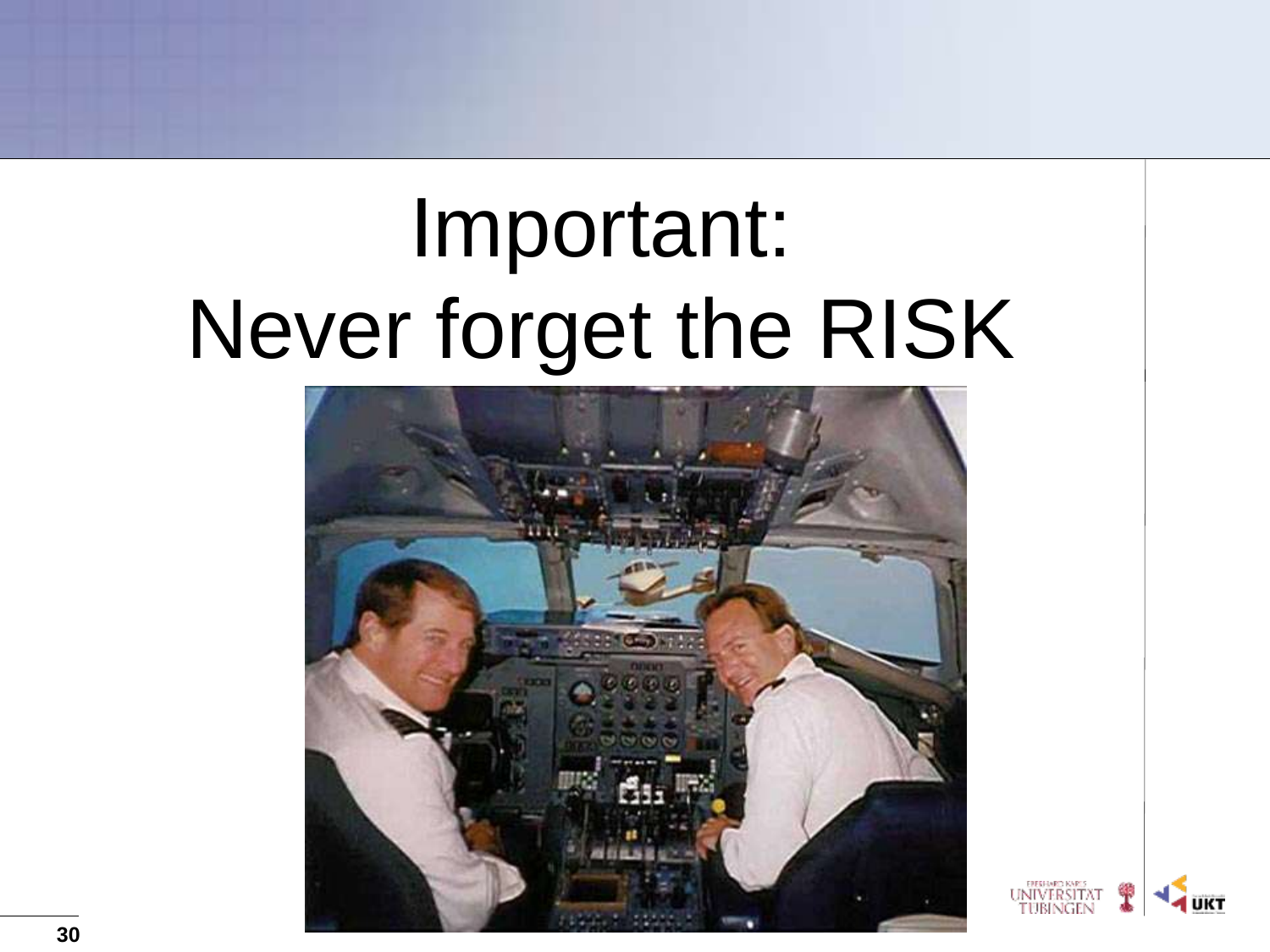# Important: Never forget the RISK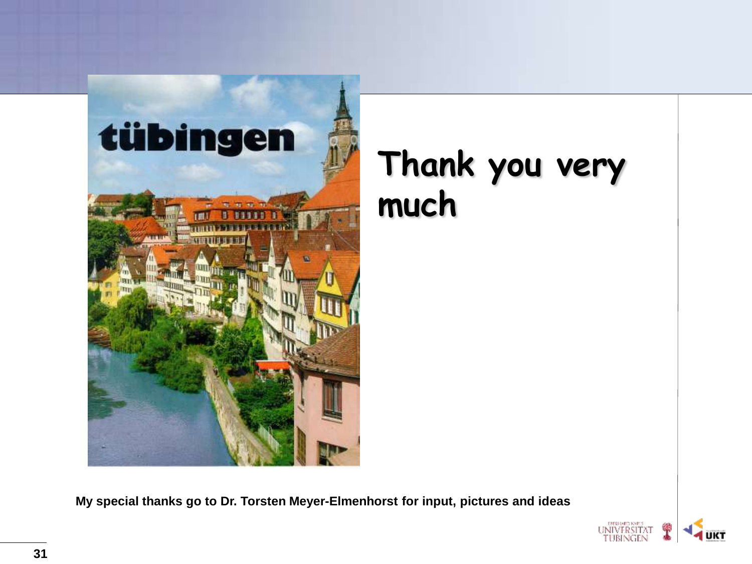# Thank you very much

**My special thanks go to Dr. Torsten Meyer-Elmenhorst for input, pictures and ideas**